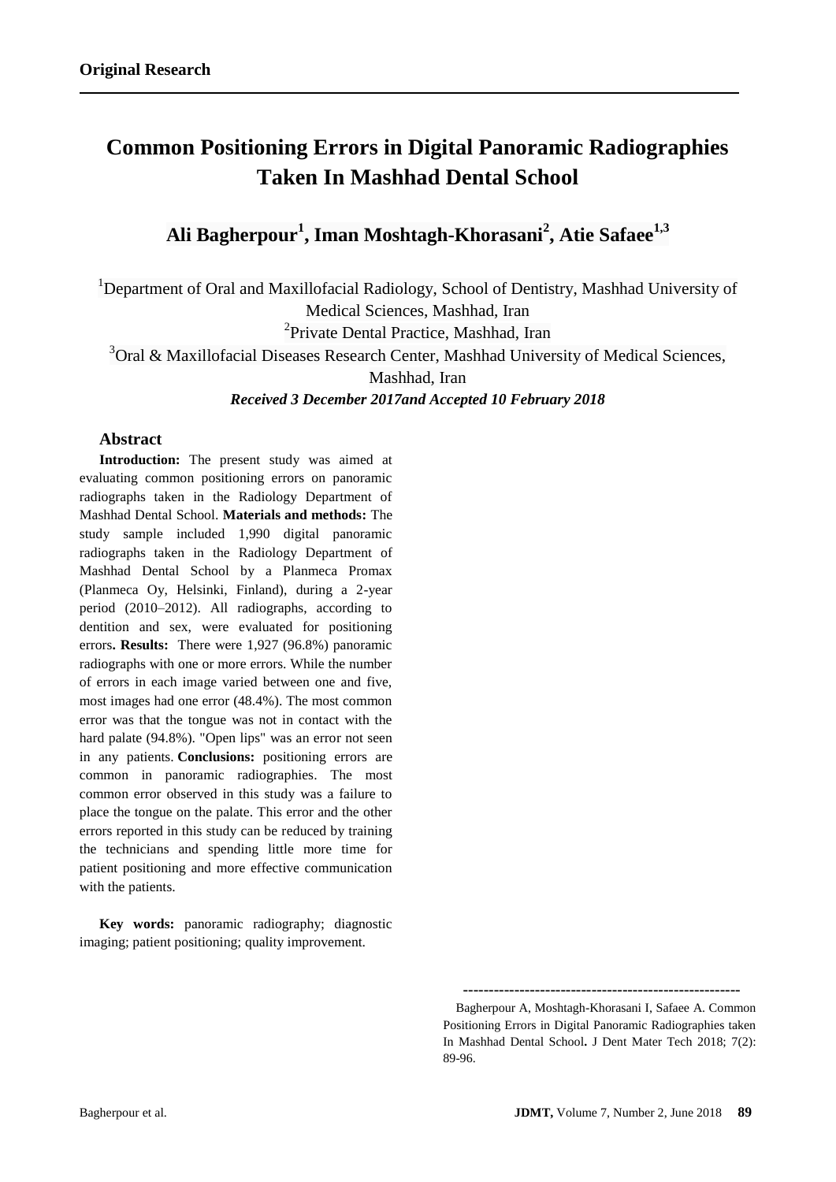**Original Research**

# Common Positioning Errors in Digital Panoramic Radiographies Taken In Mashhad Dental School

**Ali Bagherpour[1], Iman Moshtagh-Khorasani[2], Atie Safaee[1,3]**

[1]Department of Oral and Maxillofacial Radiology, School of Dentistry, Mashhad University of Medical Sciences, Mashhad, Iran

[2]Private Dental Practice, Mashhad, Iran

[3]Oral & Maxillofacial Diseases Research Center, Mashhad University of Medical Sciences, Mashhad, Iran

***Received 3 December 2017and Accepted 10 February 2018***

## Abstract

**Introduction:** The present study was aimed at evaluating common positioning errors on panoramic radiographs taken in the Radiology Department of Mashhad Dental School. **Materials and methods:** The study sample included 1,990 digital panoramic radiographs taken in the Radiology Department of Mashhad Dental School by a Planmeca Promax (Planmeca Oy, Helsinki, Finland), during a 2-year period (2010–2012). All radiographs, according to dentition and sex, were evaluated for positioning errors**. Results:** There were 1,927 (96.8%) panoramic radiographs with one or more errors. While the number of errors in each image varied between one and five, most images had one error (48.4%). The most common error was that the tongue was not in contact with the hard palate (94.8%). "Open lips" was an error not seen in any patients. **Conclusions:** positioning errors are common in panoramic radiographies. The most common error observed in this study was a failure to place the tongue on the palate. This error and the other errors reported in this study can be reduced by training the technicians and spending little more time for patient positioning and more effective communication with the patients.

**Key words:** panoramic radiography; diagnostic imaging; patient positioning; quality improvement.

Bagherpour A, Moshtagh-Khorasani I, Safaee A. Common Positioning Errors in Digital Panoramic Radiographies taken In Mashhad Dental School**.** J Dent Mater Tech 2018; 7(2): 89-96.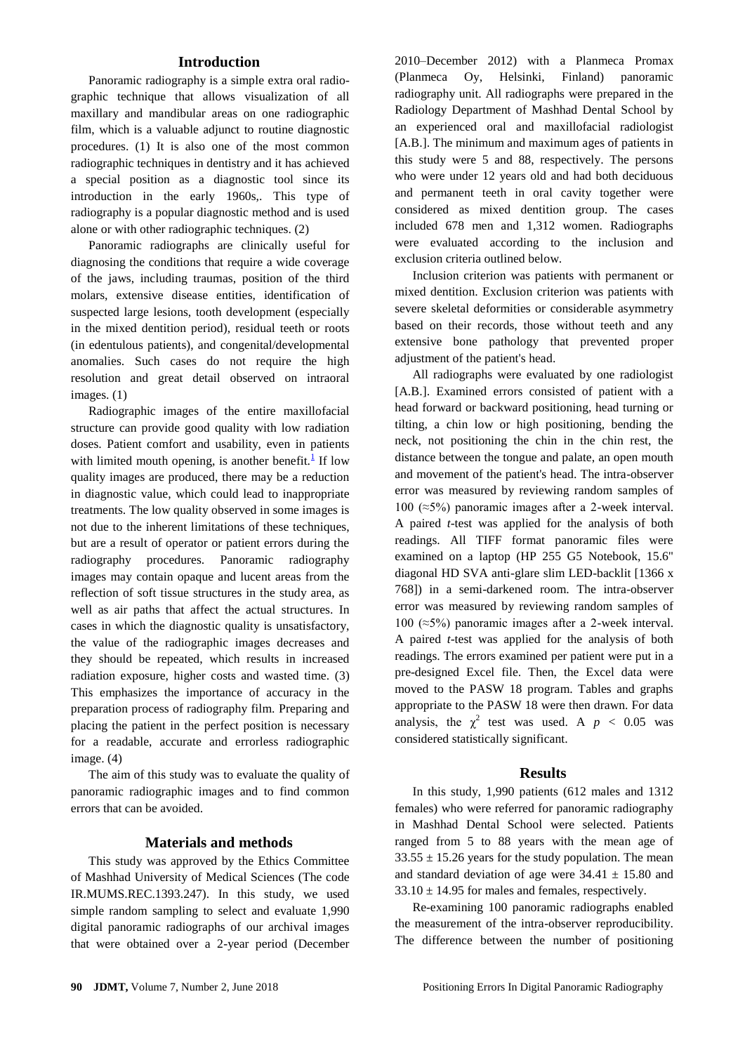## Introduction

Panoramic radiography is a simple extra oral radiographic technique that allows visualization of all maxillary and mandibular areas on one radiographic film, which is a valuable adjunct to routine diagnostic procedures. (1) It is also one of the most common radiographic techniques in dentistry and it has achieved a special position as a diagnostic tool since its introduction in the early 1960s,. This type of radiography is a popular diagnostic method and is used alone or with other radiographic techniques. (2)

Panoramic radiographs are clinically useful for diagnosing the conditions that require a wide coverage of the jaws, including traumas, position of the third molars, extensive disease entities, identification of suspected large lesions, tooth development (especially in the mixed dentition period), residual teeth or roots (in edentulous patients), and congenital/developmental anomalies. Such cases do not require the high resolution and great detail observed on intraoral images. (1)

Radiographic images of the entire maxillofacial structure can provide good quality with low radiation doses. Patient comfort and usability, even in patients with limited mouth opening, is another benefit.[1] If low quality images are produced, there may be a reduction in diagnostic value, which could lead to inappropriate treatments. The low quality observed in some images is not due to the inherent limitations of these techniques, but are a result of operator or patient errors during the radiography procedures. Panoramic radiography images may contain opaque and lucent areas from the reflection of soft tissue structures in the study area, as well as air paths that affect the actual structures. In cases in which the diagnostic quality is unsatisfactory, the value of the radiographic images decreases and they should be repeated, which results in increased radiation exposure, higher costs and wasted time. (3) This emphasizes the importance of accuracy in the preparation process of radiography film. Preparing and placing the patient in the perfect position is necessary for a readable, accurate and errorless radiographic image. (4)

The aim of this study was to evaluate the quality of panoramic radiographic images and to find common errors that can be avoided.

## Materials and methods

This study was approved by the Ethics Committee of Mashhad University of Medical Sciences (The code IR.MUMS.REC.1393.247). In this study, we used simple random sampling to select and evaluate 1,990 digital panoramic radiographs of our archival images that were obtained over a 2-year period (December 2010–December 2012) with a Planmeca Promax (Planmeca Oy, Helsinki, Finland) panoramic radiography unit. All radiographs were prepared in the Radiology Department of Mashhad Dental School by an experienced oral and maxillofacial radiologist [A.B.]. The minimum and maximum ages of patients in this study were 5 and 88, respectively. The persons who were under 12 years old and had both deciduous and permanent teeth in oral cavity together were considered as mixed dentition group. The cases included 678 men and 1,312 women. Radiographs were evaluated according to the inclusion and exclusion criteria outlined below.

Inclusion criterion was patients with permanent or mixed dentition. Exclusion criterion was patients with severe skeletal deformities or considerable asymmetry based on their records, those without teeth and any extensive bone pathology that prevented proper adjustment of the patient's head.

All radiographs were evaluated by one radiologist [A.B.]. Examined errors consisted of patient with a head forward or backward positioning, head turning or tilting, a chin low or high positioning, bending the neck, not positioning the chin in the chin rest, the distance between the tongue and palate, an open mouth and movement of the patient's head. The intra-observer error was measured by reviewing random samples of 100 (≈5%) panoramic images after a 2-week interval. A paired *t*-test was applied for the analysis of both readings. All TIFF format panoramic files were examined on a laptop (HP 255 G5 Notebook, 15.6" diagonal HD SVA anti-glare slim LED-backlit [1366 x 768]) in a semi-darkened room. The intra-observer error was measured by reviewing random samples of 100 (≈5%) panoramic images after a 2-week interval. A paired *t*-test was applied for the analysis of both readings. The errors examined per patient were put in a pre-designed Excel file. Then, the Excel data were moved to the PASW 18 program. Tables and graphs appropriate to the PASW 18 were then drawn. For data analysis, the $\chi^2$ test was used. A $p < 0.05$ was considered statistically significant.

## Results

In this study, 1,990 patients (612 males and 1312 females) who were referred for panoramic radiography in Mashhad Dental School were selected. Patients ranged from 5 to 88 years with the mean age of $33.55 \pm 15.26$ years for the study population. The mean and standard deviation of age were $34.41 \pm 15.80$ and $33.10 \pm 14.95$ for males and females, respectively.

Re-examining 100 panoramic radiographs enabled the measurement of the intra-observer reproducibility. The difference between the number of positioning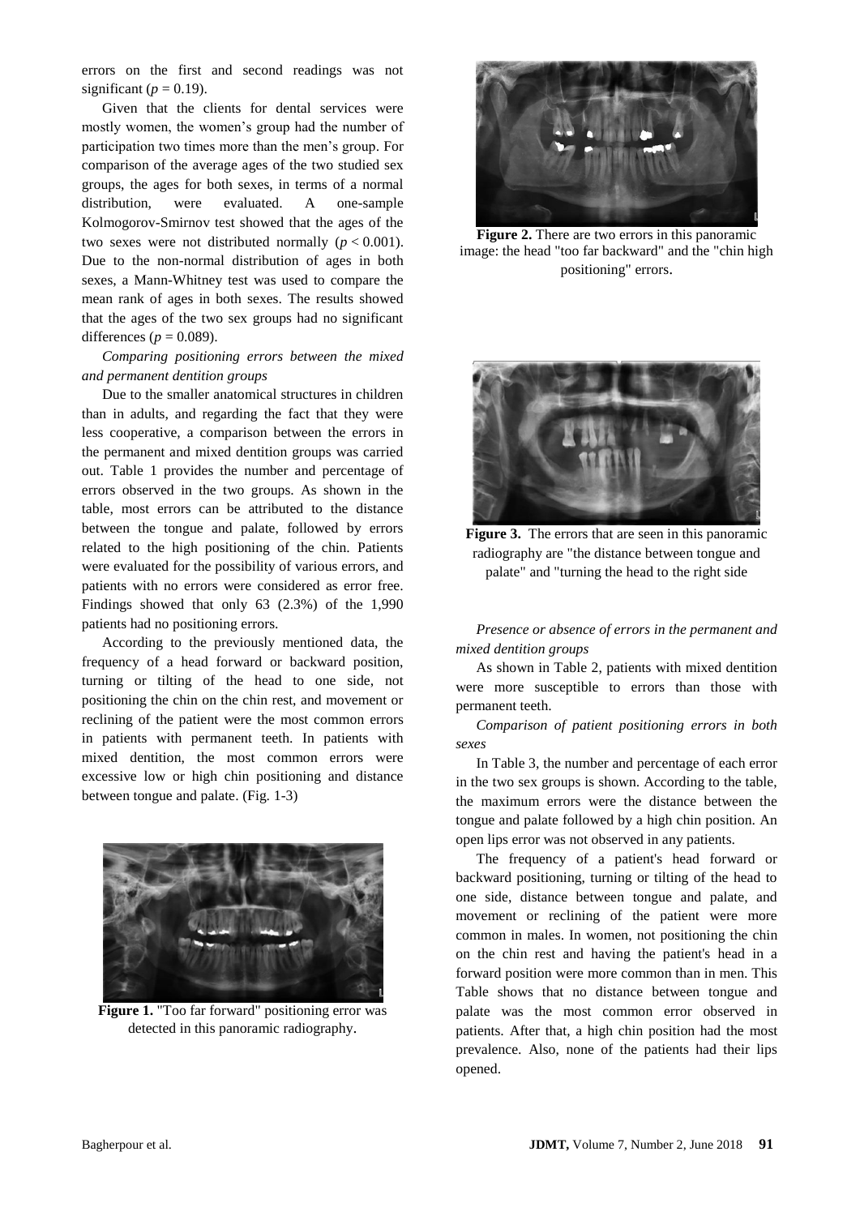errors on the first and second readings was not significant ($p = 0.19$).

Given that the clients for dental services were mostly women, the women's group had the number of participation two times more than the men's group. For comparison of the average ages of the two studied sex groups, the ages for both sexes, in terms of a normal distribution, were evaluated. A one-sample Kolmogorov-Smirnov test showed that the ages of the two sexes were not distributed normally ($p < 0.001$). Due to the non-normal distribution of ages in both sexes, a Mann-Whitney test was used to compare the mean rank of ages in both sexes. The results showed that the ages of the two sex groups had no significant differences ($p = 0.089$).

*Comparing positioning errors between the mixed and permanent dentition groups*

Due to the smaller anatomical structures in children than in adults, and regarding the fact that they were less cooperative, a comparison between the errors in the permanent and mixed dentition groups was carried out. Table 1 provides the number and percentage of errors observed in the two groups. As shown in the table, most errors can be attributed to the distance between the tongue and palate, followed by errors related to the high positioning of the chin. Patients were evaluated for the possibility of various errors, and patients with no errors were considered as error free. Findings showed that only 63 (2.3%) of the 1,990 patients had no positioning errors.

According to the previously mentioned data, the frequency of a head forward or backward position, turning or tilting of the head to one side, not positioning the chin on the chin rest, and movement or reclining of the patient were the most common errors in patients with permanent teeth. In patients with mixed dentition, the most common errors were excessive low or high chin positioning and distance between tongue and palate. (Fig. 1-3)

**Figure 1.** "Too far forward" positioning error was detected in this panoramic radiography.

**Figure 2.** There are two errors in this panoramic image: the head "too far backward" and the "chin high positioning" errors.

**Figure 3.** The errors that are seen in this panoramic radiography are "the distance between tongue and palate" and "turning the head to the right side

*Presence or absence of errors in the permanent and mixed dentition groups*

As shown in Table 2, patients with mixed dentition were more susceptible to errors than those with permanent teeth.

*Comparison of patient positioning errors in both sexes*

In Table 3, the number and percentage of each error in the two sex groups is shown. According to the table, the maximum errors were the distance between the tongue and palate followed by a high chin position. An open lips error was not observed in any patients.

The frequency of a patient's head forward or backward positioning, turning or tilting of the head to one side, distance between tongue and palate, and movement or reclining of the patient were more common in males. In women, not positioning the chin on the chin rest and having the patient's head in a forward position were more common than in men. This Table shows that no distance between tongue and palate was the most common error observed in patients. After that, a high chin position had the most prevalence. Also, none of the patients had their lips opened.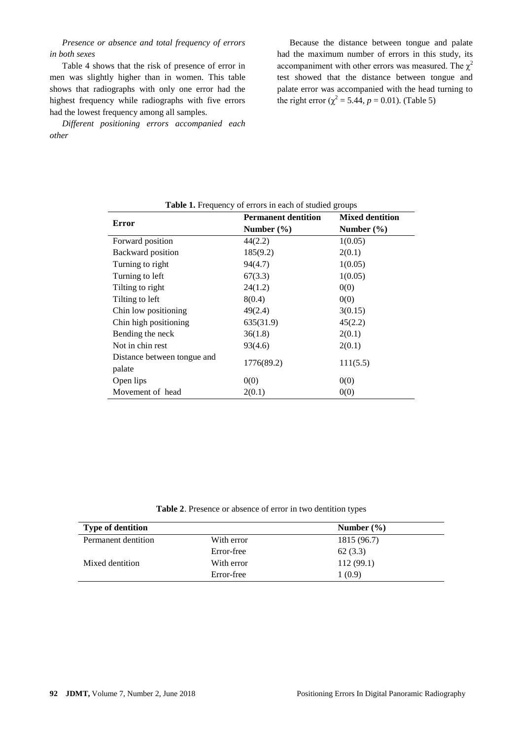*Presence or absence and total frequency of errors in both sexes*

Table 4 shows that the risk of presence of error in men was slightly higher than in women. This table shows that radiographs with only one error had the highest frequency while radiographs with five errors had the lowest frequency among all samples.

*Different positioning errors accompanied each other*

Because the distance between tongue and palate had the maximum number of errors in this study, its accompaniment with other errors was measured. The $\chi^2$ test showed that the distance between tongue and palate error was accompanied with the head turning to the right error ($\chi^2 = 5.44$, $p = 0.01$). (Table 5)

**Table 1.** Frequency of errors in each of studied groups

| Error | Permanent dentition Number (%) | Mixed dentition Number (%) |
|---|---|---|
| Forward position | 44(2.2) | 1(0.05) |
| Backward position | 185(9.2) | 2(0.1) |
| Turning to right | 94(4.7) | 1(0.05) |
| Turning to left | 67(3.3) | 1(0.05) |
| Tilting to right | 24(1.2) | 0(0) |
| Tilting to left | 8(0.4) | 0(0) |
| Chin low positioning | 49(2.4) | 3(0.15) |
| Chin high positioning | 635(31.9) | 45(2.2) |
| Bending the neck | 36(1.8) | 2(0.1) |
| Not in chin rest | 93(4.6) | 2(0.1) |
| Distance between tongue and palate | 1776(89.2) | 111(5.5) |
| Open lips | 0(0) | 0(0) |
| Movement of head | 2(0.1) | 0(0) |

**Table 2**. Presence or absence of error in two dentition types

| Type of dentition | | Number (%) |
|---|---|---|
| Permanent dentition | With error | 1815 (96.7) |
| | Error-free | 62 (3.3) |
| Mixed dentition | With error | 112 (99.1) |
| | Error-free | 1 (0.9) |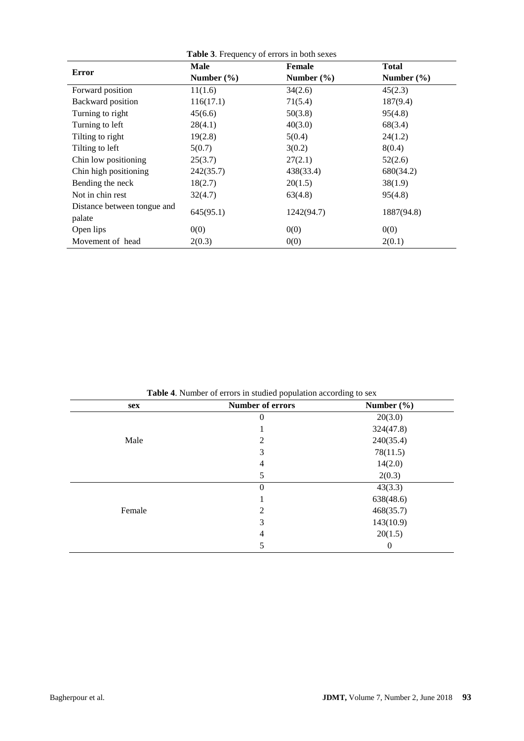**Table 3**. Frequency of errors in both sexes

| Error | Male | Female | Total |
|---|---|---|---|
| | Number (%) | Number (%) | Number (%) |
| Forward position | 11(1.6) | 34(2.6) | 45(2.3) |
| Backward position | 116(17.1) | 71(5.4) | 187(9.4) |
| Turning to right | 45(6.6) | 50(3.8) | 95(4.8) |
| Turning to left | 28(4.1) | 40(3.0) | 68(3.4) |
| Tilting to right | 19(2.8) | 5(0.4) | 24(1.2) |
| Tilting to left | 5(0.7) | 3(0.2) | 8(0.4) |
| Chin low positioning | 25(3.7) | 27(2.1) | 52(2.6) |
| Chin high positioning | 242(35.7) | 438(33.4) | 680(34.2) |
| Bending the neck | 18(2.7) | 20(1.5) | 38(1.9) |
| Not in chin rest | 32(4.7) | 63(4.8) | 95(4.8) |
| Distance between tongue and palate | 645(95.1) | 1242(94.7) | 1887(94.8) |
| Open lips | 0(0) | 0(0) | 0(0) |
| Movement of head | 2(0.3) | 0(0) | 2(0.1) |

**Table 4**. Number of errors in studied population according to sex

| sex | Number of errors | Number (%) |
|---|---|---|
| Male | 0 | 20(3.0) |
| | 1 | 324(47.8) |
| | 2 | 240(35.4) |
| | 3 | 78(11.5) |
| | 4 | 14(2.0) |
| | 5 | 2(0.3) |
| Female | 0 | 43(3.3) |
| | 1 | 638(48.6) |
| | 2 | 468(35.7) |
| | 3 | 143(10.9) |
| | 4 | 20(1.5) |
| | 5 | 0 |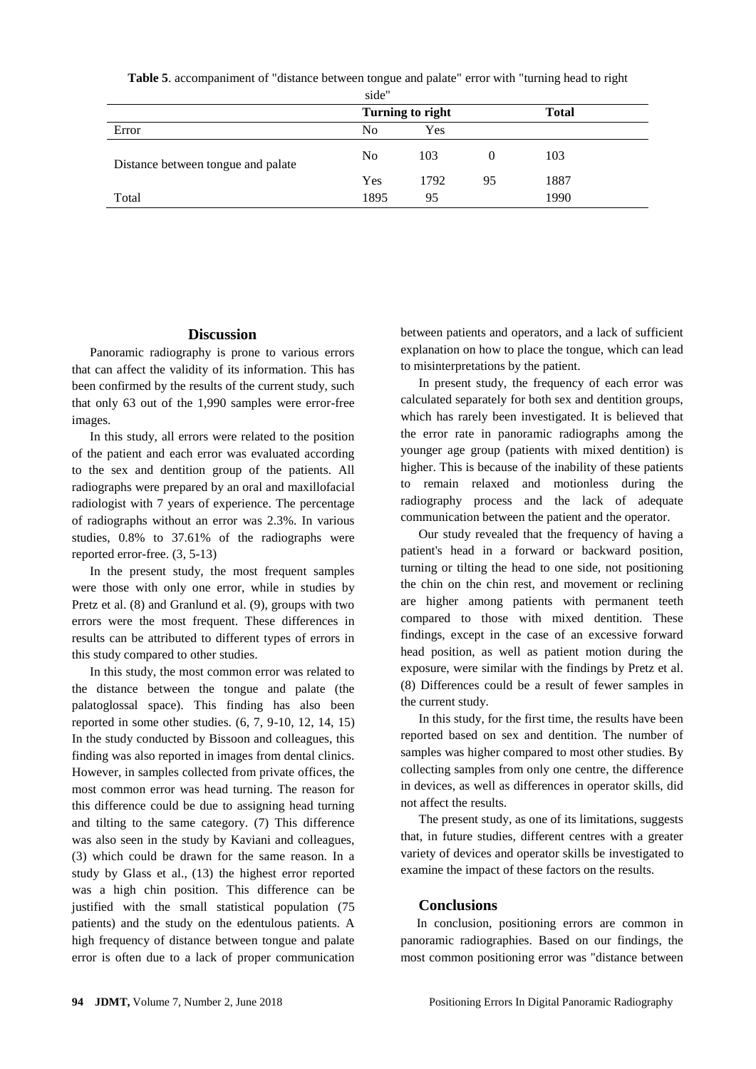**Table 5**. accompaniment of "distance between tongue and palate" error with "turning head to right side"

| | | Turning to right | | Total |
|---|---|---|---|---|
| Error | | No | Yes | |
| Distance between tongue and palate | No | 103 | 0 | 103 |
| | Yes | 1792 | 95 | 1887 |
| Total | | 1895 | 95 | 1990 |

## Discussion

Panoramic radiography is prone to various errors that can affect the validity of its information. This has been confirmed by the results of the current study, such that only 63 out of the 1,990 samples were error-free images.

In this study, all errors were related to the position of the patient and each error was evaluated according to the sex and dentition group of the patients. All radiographs were prepared by an oral and maxillofacial radiologist with 7 years of experience. The percentage of radiographs without an error was 2.3%. In various studies, 0.8% to 37.61% of the radiographs were reported error-free. (3, 5-13)

In the present study, the most frequent samples were those with only one error, while in studies by Pretz et al. (8) and Granlund et al. (9), groups with two errors were the most frequent. These differences in results can be attributed to different types of errors in this study compared to other studies.

In this study, the most common error was related to the distance between the tongue and palate (the palatoglossal space). This finding has also been reported in some other studies. (6, 7, 9-10, 12, 14, 15) In the study conducted by Bissoon and colleagues, this finding was also reported in images from dental clinics. However, in samples collected from private offices, the most common error was head turning. The reason for this difference could be due to assigning head turning and tilting to the same category. (7) This difference was also seen in the study by Kaviani and colleagues, (3) which could be drawn for the same reason. In a study by Glass et al., (13) the highest error reported was a high chin position. This difference can be justified with the small statistical population (75 patients) and the study on the edentulous patients. A high frequency of distance between tongue and palate error is often due to a lack of proper communication between patients and operators, and a lack of sufficient explanation on how to place the tongue, which can lead to misinterpretations by the patient.

In present study, the frequency of each error was calculated separately for both sex and dentition groups, which has rarely been investigated. It is believed that the error rate in panoramic radiographs among the younger age group (patients with mixed dentition) is higher. This is because of the inability of these patients to remain relaxed and motionless during the radiography process and the lack of adequate communication between the patient and the operator.

Our study revealed that the frequency of having a patient's head in a forward or backward position, turning or tilting the head to one side, not positioning the chin on the chin rest, and movement or reclining are higher among patients with permanent teeth compared to those with mixed dentition. These findings, except in the case of an excessive forward head position, as well as patient motion during the exposure, were similar with the findings by Pretz et al. (8) Differences could be a result of fewer samples in the current study.

In this study, for the first time, the results have been reported based on sex and dentition. The number of samples was higher compared to most other studies. By collecting samples from only one centre, the difference in devices, as well as differences in operator skills, did not affect the results.

The present study, as one of its limitations, suggests that, in future studies, different centres with a greater variety of devices and operator skills be investigated to examine the impact of these factors on the results.

## Conclusions

In conclusion, positioning errors are common in panoramic radiographies. Based on our findings, the most common positioning error was "distance between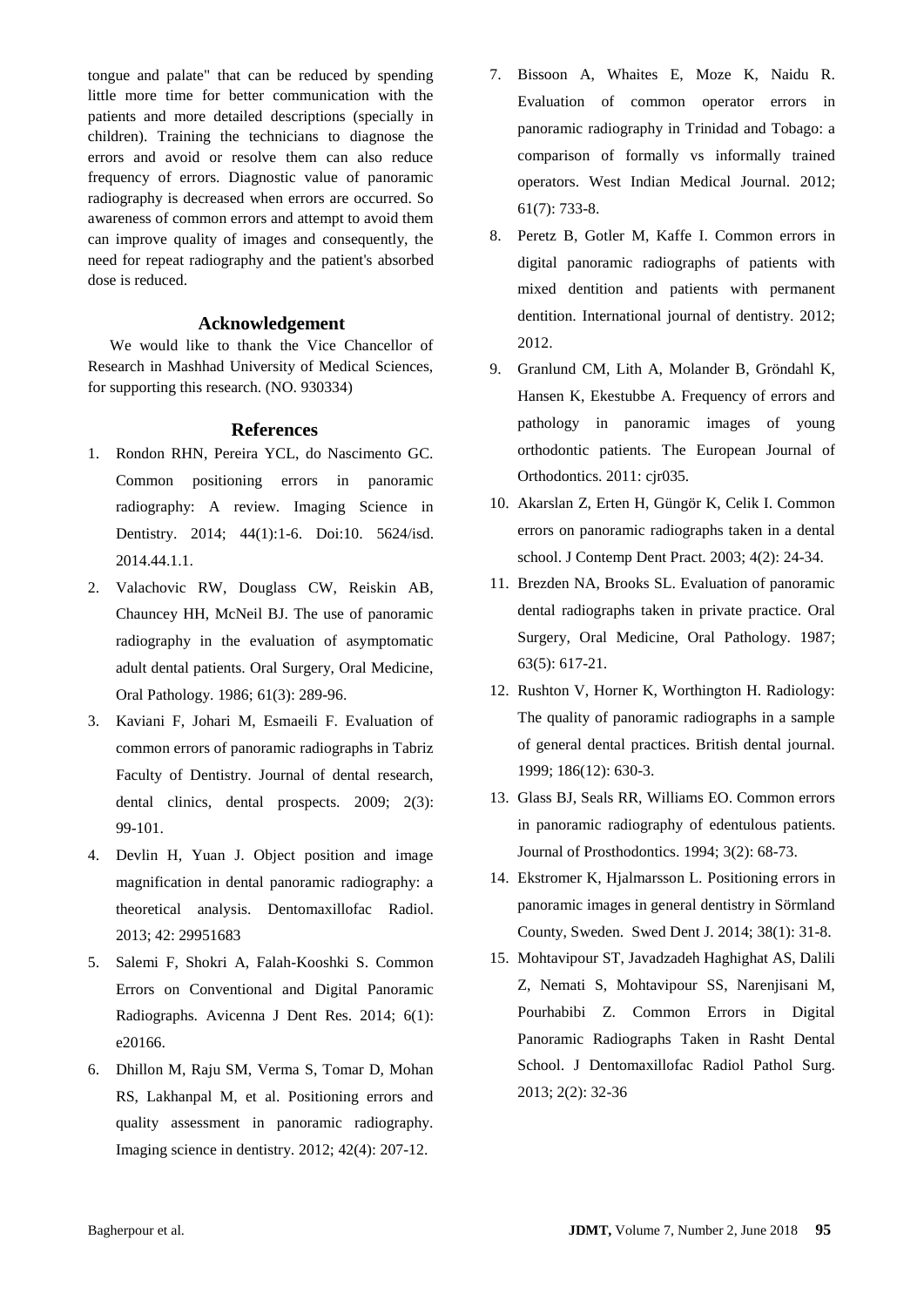tongue and palate" that can be reduced by spending little more time for better communication with the patients and more detailed descriptions (specially in children). Training the technicians to diagnose the errors and avoid or resolve them can also reduce frequency of errors. Diagnostic value of panoramic radiography is decreased when errors are occurred. So awareness of common errors and attempt to avoid them can improve quality of images and consequently, the need for repeat radiography and the patient's absorbed dose is reduced.

## Acknowledgement

We would like to thank the Vice Chancellor of Research in Mashhad University of Medical Sciences, for supporting this research. (NO. 930334)

## References

1. Rondon RHN, Pereira YCL, do Nascimento GC. Common positioning errors in panoramic radiography: A review. Imaging Science in Dentistry. 2014; 44(1):1-6. Doi:10. 5624/isd. 2014.44.1.1.
2. Valachovic RW, Douglass CW, Reiskin AB, Chauncey HH, McNeil BJ. The use of panoramic radiography in the evaluation of asymptomatic adult dental patients. Oral Surgery, Oral Medicine, Oral Pathology. 1986; 61(3): 289-96.
3. Kaviani F, Johari M, Esmaeili F. Evaluation of common errors of panoramic radiographs in Tabriz Faculty of Dentistry. Journal of dental research, dental clinics, dental prospects. 2009; 2(3): 99-101.
4. Devlin H, Yuan J. Object position and image magnification in dental panoramic radiography: a theoretical analysis. Dentomaxillofac Radiol. 2013; 42: 29951683
5. Salemi F, Shokri A, Falah-Kooshki S. Common Errors on Conventional and Digital Panoramic Radiographs. Avicenna J Dent Res. 2014; 6(1): e20166.
6. Dhillon M, Raju SM, Verma S, Tomar D, Mohan RS, Lakhanpal M, et al. Positioning errors and quality assessment in panoramic radiography. Imaging science in dentistry. 2012; 42(4): 207-12.
7. Bissoon A, Whaites E, Moze K, Naidu R. Evaluation of common operator errors in panoramic radiography in Trinidad and Tobago: a comparison of formally vs informally trained operators. West Indian Medical Journal. 2012; 61(7): 733-8.
8. Peretz B, Gotler M, Kaffe I. Common errors in digital panoramic radiographs of patients with mixed dentition and patients with permanent dentition. International journal of dentistry. 2012; 2012.
9. Granlund CM, Lith A, Molander B, Gröndahl K, Hansen K, Ekestubbe A. Frequency of errors and pathology in panoramic images of young orthodontic patients. The European Journal of Orthodontics. 2011: cjr035.
10. Akarslan Z, Erten H, Güngör K, Celik I. Common errors on panoramic radiographs taken in a dental school. J Contemp Dent Pract. 2003; 4(2): 24-34.
11. Brezden NA, Brooks SL. Evaluation of panoramic dental radiographs taken in private practice. Oral Surgery, Oral Medicine, Oral Pathology. 1987; 63(5): 617-21.
12. Rushton V, Horner K, Worthington H. Radiology: The quality of panoramic radiographs in a sample of general dental practices. British dental journal. 1999; 186(12): 630-3.
13. Glass BJ, Seals RR, Williams EO. Common errors in panoramic radiography of edentulous patients. Journal of Prosthodontics. 1994; 3(2): 68-73.
14. Ekstromer K, Hjalmarsson L. Positioning errors in panoramic images in general dentistry in Sörmland County, Sweden. Swed Dent J. 2014; 38(1): 31-8.
15. Mohtavipour ST, Javadzadeh Haghighat AS, Dalili Z, Nemati S, Mohtavipour SS, Narenjisani M, Pourhabibi Z. Common Errors in Digital Panoramic Radiographs Taken in Rasht Dental School. J Dentomaxillofac Radiol Pathol Surg. 2013; 2(2): 32-36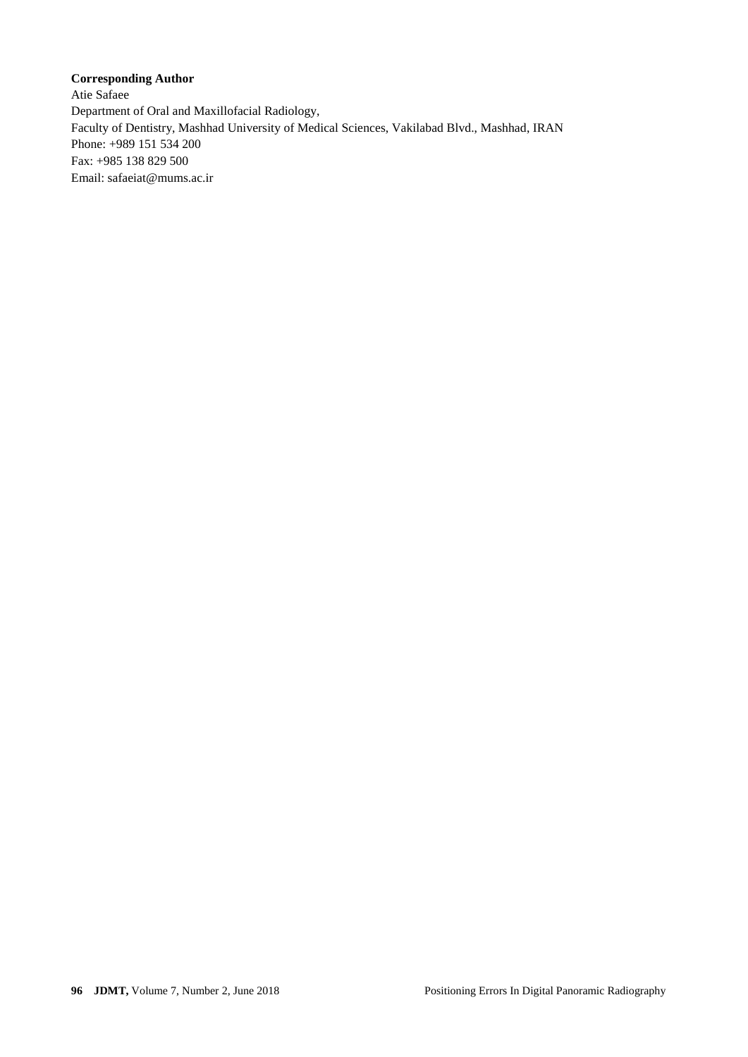**Corresponding Author**

Atie Safaee
Department of Oral and Maxillofacial Radiology,
Faculty of Dentistry, Mashhad University of Medical Sciences, Vakilabad Blvd., Mashhad, IRAN
Phone: +989 151 534 200
Fax: +985 138 829 500
Email: safaeiat@mums.ac.ir